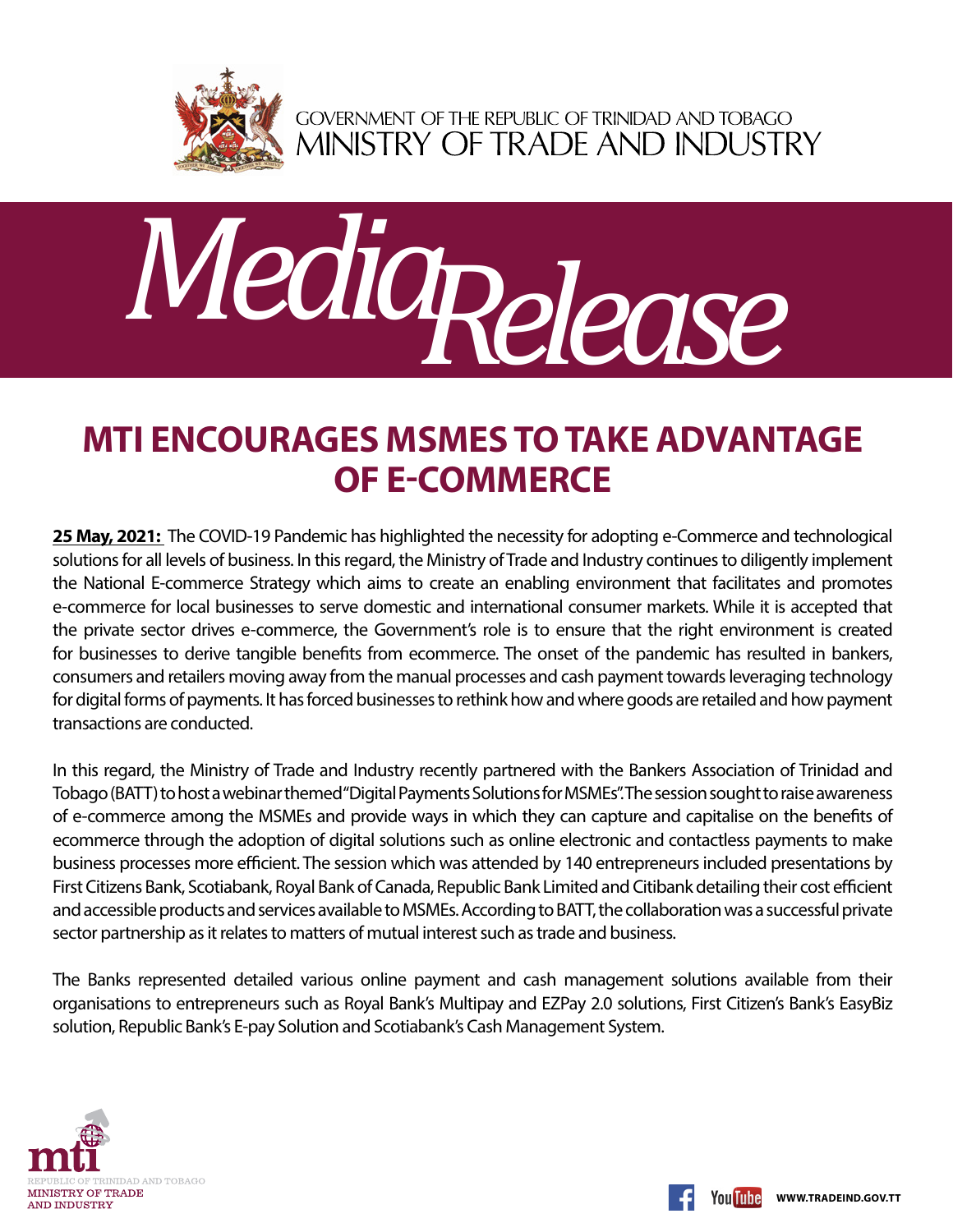GOVERNMENT OF THE REPUBLIC OF TRINIDAD AND TOBAGO
MINISTRY OF TRADE AND INDUSTRY

# Media Release

## MTI ENCOURAGES MSMES TO TAKE ADVANTAGE OF E-COMMERCE

**25 May, 2021:** The COVID-19 Pandemic has highlighted the necessity for adopting e-Commerce and technological solutions for all levels of business. In this regard, the Ministry of Trade and Industry continues to diligently implement the National E-commerce Strategy which aims to create an enabling environment that facilitates and promotes e-commerce for local businesses to serve domestic and international consumer markets. While it is accepted that the private sector drives e-commerce, the Government's role is to ensure that the right environment is created for businesses to derive tangible benefits from ecommerce. The onset of the pandemic has resulted in bankers, consumers and retailers moving away from the manual processes and cash payment towards leveraging technology for digital forms of payments. It has forced businesses to rethink how and where goods are retailed and how payment transactions are conducted.

In this regard, the Ministry of Trade and Industry recently partnered with the Bankers Association of Trinidad and Tobago (BATT) to host a webinar themed "Digital Payments Solutions for MSMEs". The session sought to raise awareness of e-commerce among the MSMEs and provide ways in which they can capture and capitalise on the benefits of ecommerce through the adoption of digital solutions such as online electronic and contactless payments to make business processes more efficient. The session which was attended by 140 entrepreneurs included presentations by First Citizens Bank, Scotiabank, Royal Bank of Canada, Republic Bank Limited and Citibank detailing their cost efficient and accessible products and services available to MSMEs. According to BATT, the collaboration was a successful private sector partnership as it relates to matters of mutual interest such as trade and business.

The Banks represented detailed various online payment and cash management solutions available from their organisations to entrepreneurs such as Royal Bank's Multipay and EZPay 2.0 solutions, First Citizen's Bank's EasyBiz solution, Republic Bank's E-pay Solution and Scotiabank's Cash Management System.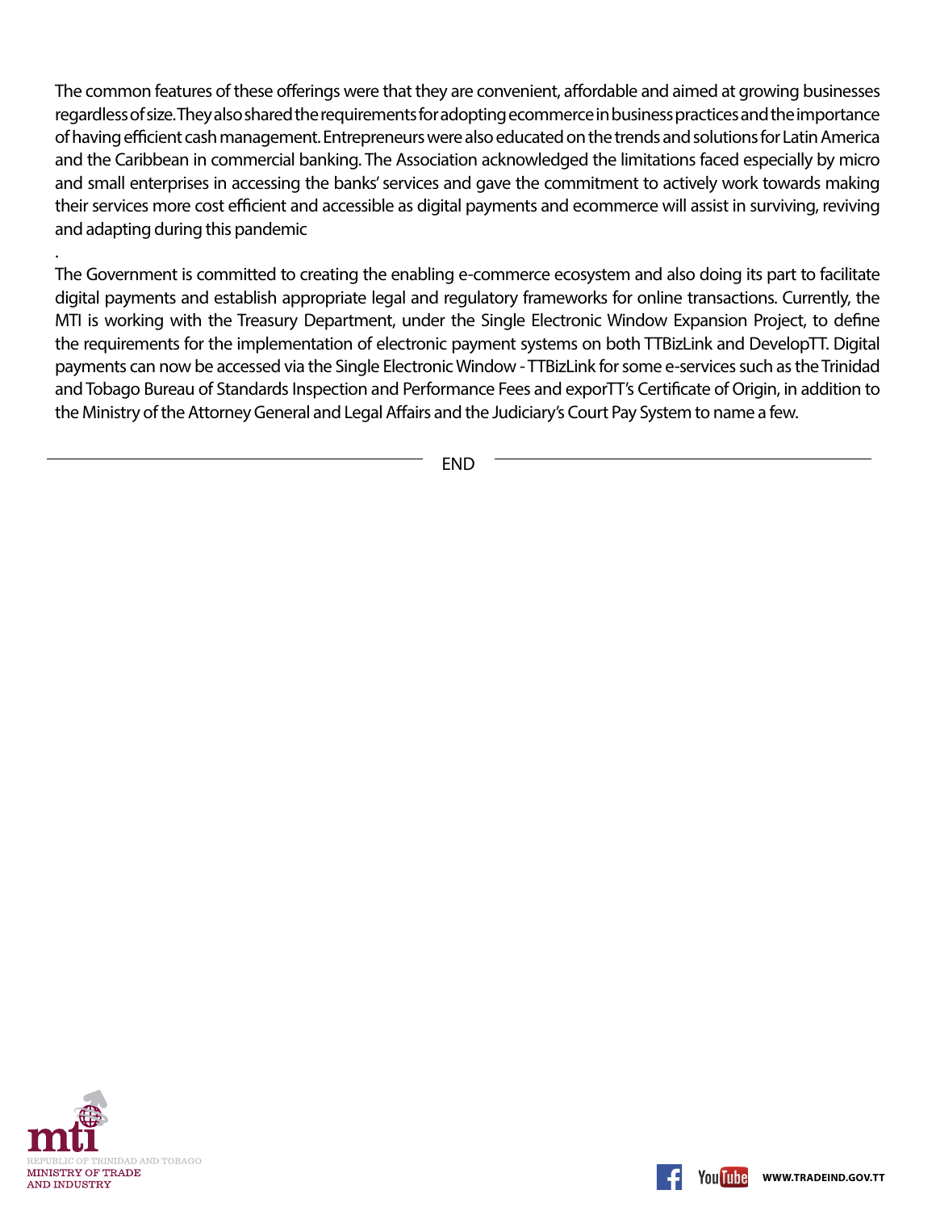The common features of these offerings were that they are convenient, affordable and aimed at growing businesses regardless of size. They also shared the requirements for adopting ecommerce in business practices and the importance of having efficient cash management. Entrepreneurs were also educated on the trends and solutions for Latin America and the Caribbean in commercial banking. The Association acknowledged the limitations faced especially by micro and small enterprises in accessing the banks' services and gave the commitment to actively work towards making their services more cost efficient and accessible as digital payments and ecommerce will assist in surviving, reviving and adapting during this pandemic

.

The Government is committed to creating the enabling e-commerce ecosystem and also doing its part to facilitate digital payments and establish appropriate legal and regulatory frameworks for online transactions. Currently, the MTI is working with the Treasury Department, under the Single Electronic Window Expansion Project, to define the requirements for the implementation of electronic payment systems on both TTBizLink and DevelopTT. Digital payments can now be accessed via the Single Electronic Window - TTBizLink for some e-services such as the Trinidad and Tobago Bureau of Standards Inspection and Performance Fees and exporTT's Certificate of Origin, in addition to the Ministry of the Attorney General and Legal Affairs and the Judiciary's Court Pay System to name a few.

END